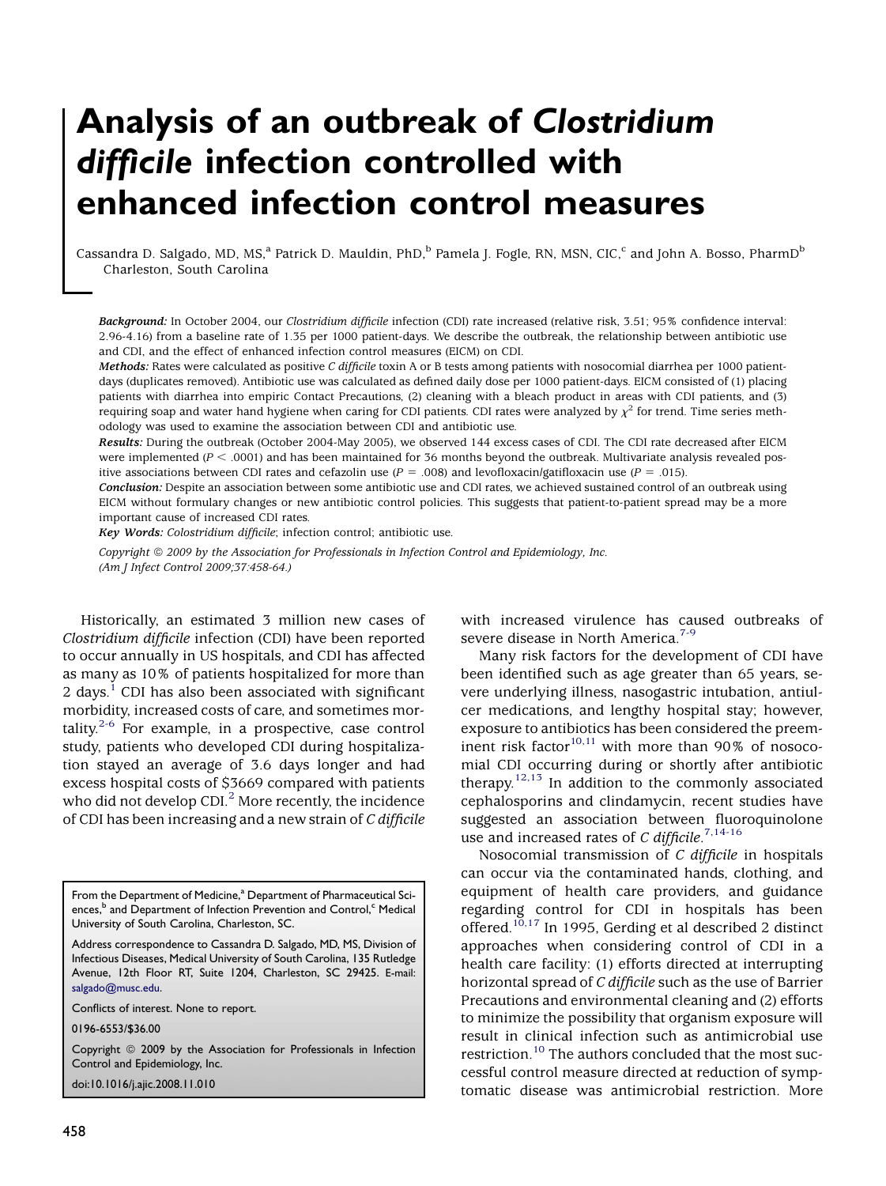# Analysis of an outbreak of *Clostridium difficile* infection controlled with enhanced infection control measures

Cassandra D. Salgado, MD, MS,[a] Patrick D. Mauldin, PhD,[b] Pamela J. Fogle, RN, MSN, CIC,[c] and John A. Bosso, PharmD[b]
Charleston, South Carolina

***Background:*** In October 2004, our *Clostridium difficile* infection (CDI) rate increased (relative risk, 3.51; 95% confidence interval: 2.96-4.16) from a baseline rate of 1.35 per 1000 patient-days. We describe the outbreak, the relationship between antibiotic use and CDI, and the effect of enhanced infection control measures (EICM) on CDI.

***Methods:*** Rates were calculated as positive *C difficile* toxin A or B tests among patients with nosocomial diarrhea per 1000 patient-days (duplicates removed). Antibiotic use was calculated as defined daily dose per 1000 patient-days. EICM consisted of (1) placing patients with diarrhea into empiric Contact Precautions, (2) cleaning with a bleach product in areas with CDI patients, and (3) requiring soap and water hand hygiene when caring for CDI patients. CDI rates were analyzed by $\chi^2$ for trend. Time series methodology was used to examine the association between CDI and antibiotic use.

***Results:*** During the outbreak (October 2004-May 2005), we observed 144 excess cases of CDI. The CDI rate decreased after EICM were implemented ($P < .0001$) and has been maintained for 36 months beyond the outbreak. Multivariate analysis revealed positive associations between CDI rates and cefazolin use ($P = .008$) and levofloxacin/gatifloxacin use ($P = .015$).

***Conclusion:*** Despite an association between some antibiotic use and CDI rates, we achieved sustained control of an outbreak using EICM without formulary changes or new antibiotic control policies. This suggests that patient-to-patient spread may be a more important cause of increased CDI rates.

***Key Words:*** *Colostridium difficile*; infection control; antibiotic use.

*Copyright © 2009 by the Association for Professionals in Infection Control and Epidemiology, Inc.*
*(Am J Infect Control 2009;37:458-64.)*

Historically, an estimated 3 million new cases of *Clostridium difficile* infection (CDI) have been reported to occur annually in US hospitals, and CDI has affected as many as 10% of patients hospitalized for more than 2 days.[1] CDI has also been associated with significant morbidity, increased costs of care, and sometimes mortality.[2-6] For example, in a prospective, case control study, patients who developed CDI during hospitalization stayed an average of 3.6 days longer and had excess hospital costs of $3669 compared with patients who did not develop CDI.[2] More recently, the incidence of CDI has been increasing and a new strain of *C difficile* with increased virulence has caused outbreaks of severe disease in North America.[7-9]

Many risk factors for the development of CDI have been identified such as age greater than 65 years, severe underlying illness, nasogastric intubation, antiulcer medications, and lengthy hospital stay; however, exposure to antibiotics has been considered the preeminent risk factor[10,11] with more than 90% of nosocomial CDI occurring during or shortly after antibiotic therapy.[12,13] In addition to the commonly associated cephalosporins and clindamycin, recent studies have suggested an association between fluoroquinolone use and increased rates of *C difficile*.[7,14-16]

Nosocomial transmission of *C difficile* in hospitals can occur via the contaminated hands, clothing, and equipment of health care providers, and guidance regarding control for CDI in hospitals has been offered.[10,17] In 1995, Gerding et al described 2 distinct approaches when considering control of CDI in a health care facility: (1) efforts directed at interrupting horizontal spread of *C difficile* such as the use of Barrier Precautions and environmental cleaning and (2) efforts to minimize the possibility that organism exposure will result in clinical infection such as antimicrobial use restriction.[10] The authors concluded that the most successful control measure directed at reduction of symptomatic disease was antimicrobial restriction. More

From the Department of Medicine,[a] Department of Pharmaceutical Sciences,[b] and Department of Infection Prevention and Control,[c] Medical University of South Carolina, Charleston, SC.

Address correspondence to Cassandra D. Salgado, MD, MS, Division of Infectious Diseases, Medical University of South Carolina, 135 Rutledge Avenue, 12th Floor RT, Suite 1204, Charleston, SC 29425. E-mail: salgado@musc.edu.

Conflicts of interest. None to report.

0196-6553/$36.00

Copyright © 2009 by the Association for Professionals in Infection Control and Epidemiology, Inc.

doi:10.1016/j.ajic.2008.11.010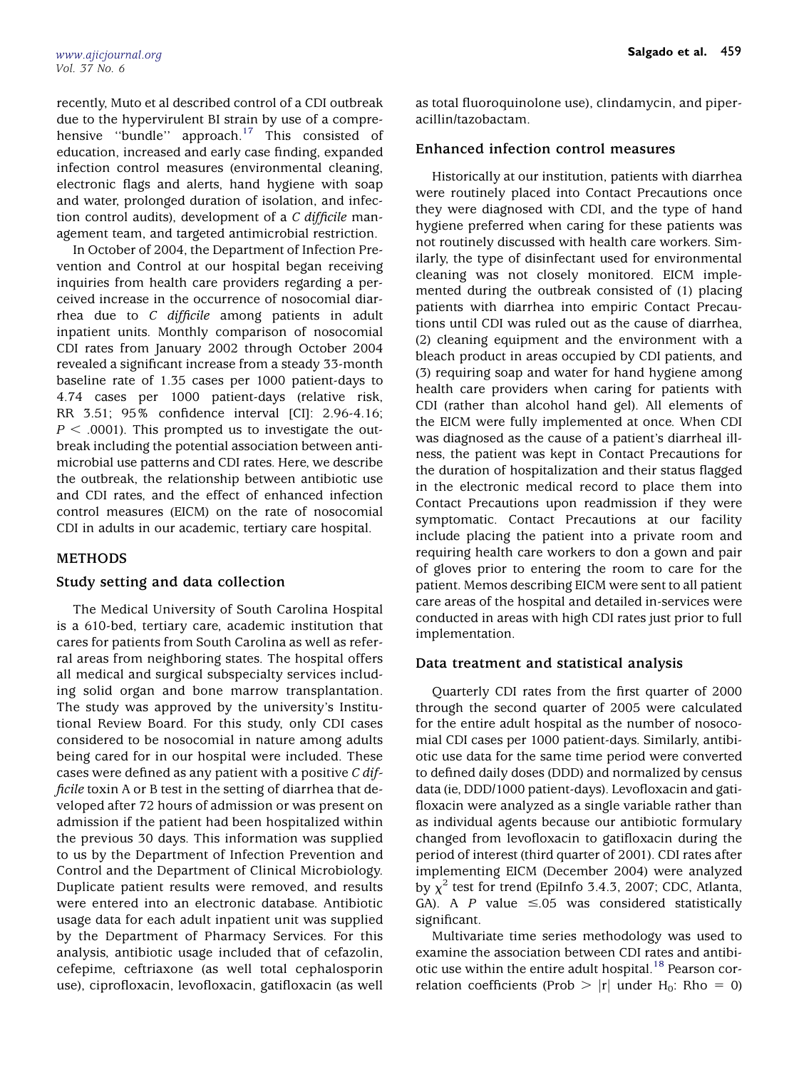recently, Muto et al described control of a CDI outbreak due to the hypervirulent BI strain by use of a comprehensive "bundle" approach.[17] This consisted of education, increased and early case finding, expanded infection control measures (environmental cleaning, electronic flags and alerts, hand hygiene with soap and water, prolonged duration of isolation, and infection control audits), development of a *C difficile* management team, and targeted antimicrobial restriction.

In October of 2004, the Department of Infection Prevention and Control at our hospital began receiving inquiries from health care providers regarding a perceived increase in the occurrence of nosocomial diarrhea due to *C difficile* among patients in adult inpatient units. Monthly comparison of nosocomial CDI rates from January 2002 through October 2004 revealed a significant increase from a steady 33-month baseline rate of 1.35 cases per 1000 patient-days to 4.74 cases per 1000 patient-days (relative risk, RR 3.51; 95% confidence interval [CI]: 2.96-4.16; $P < .0001$). This prompted us to investigate the outbreak including the potential association between antimicrobial use patterns and CDI rates. Here, we describe the outbreak, the relationship between antibiotic use and CDI rates, and the effect of enhanced infection control measures (EICM) on the rate of nosocomial CDI in adults in our academic, tertiary care hospital.

## METHODS

### Study setting and data collection

The Medical University of South Carolina Hospital is a 610-bed, tertiary care, academic institution that cares for patients from South Carolina as well as referral areas from neighboring states. The hospital offers all medical and surgical subspecialty services including solid organ and bone marrow transplantation. The study was approved by the university's Institutional Review Board. For this study, only CDI cases considered to be nosocomial in nature among adults being cared for in our hospital were included. These cases were defined as any patient with a positive *C difficile* toxin A or B test in the setting of diarrhea that developed after 72 hours of admission or was present on admission if the patient had been hospitalized within the previous 30 days. This information was supplied to us by the Department of Infection Prevention and Control and the Department of Clinical Microbiology. Duplicate patient results were removed, and results were entered into an electronic database. Antibiotic usage data for each adult inpatient unit was supplied by the Department of Pharmacy Services. For this analysis, antibiotic usage included that of cefazolin, cefepime, ceftriaxone (as well total cephalosporin use), ciprofloxacin, levofloxacin, gatifloxacin (as well as total fluoroquinolone use), clindamycin, and piperacillin/tazobactam.

### Enhanced infection control measures

Historically at our institution, patients with diarrhea were routinely placed into Contact Precautions once they were diagnosed with CDI, and the type of hand hygiene preferred when caring for these patients was not routinely discussed with health care workers. Similarly, the type of disinfectant used for environmental cleaning was not closely monitored. EICM implemented during the outbreak consisted of (1) placing patients with diarrhea into empiric Contact Precautions until CDI was ruled out as the cause of diarrhea, (2) cleaning equipment and the environment with a bleach product in areas occupied by CDI patients, and (3) requiring soap and water for hand hygiene among health care providers when caring for patients with CDI (rather than alcohol hand gel). All elements of the EICM were fully implemented at once. When CDI was diagnosed as the cause of a patient's diarrheal illness, the patient was kept in Contact Precautions for the duration of hospitalization and their status flagged in the electronic medical record to place them into Contact Precautions upon readmission if they were symptomatic. Contact Precautions at our facility include placing the patient into a private room and requiring health care workers to don a gown and pair of gloves prior to entering the room to care for the patient. Memos describing EICM were sent to all patient care areas of the hospital and detailed in-services were conducted in areas with high CDI rates just prior to full implementation.

### Data treatment and statistical analysis

Quarterly CDI rates from the first quarter of 2000 through the second quarter of 2005 were calculated for the entire adult hospital as the number of nosocomial CDI cases per 1000 patient-days. Similarly, antibiotic use data for the same time period were converted to defined daily doses (DDD) and normalized by census data (ie, DDD/1000 patient-days). Levofloxacin and gatifloxacin were analyzed as a single variable rather than as individual agents because our antibiotic formulary changed from levofloxacin to gatifloxacin during the period of interest (third quarter of 2001). CDI rates after implementing EICM (December 2004) were analyzed by $\chi^2$ test for trend (EpiInfo 3.4.3, 2007; CDC, Atlanta, GA). A $P$ value $\leq .05$ was considered statistically significant.

Multivariate time series methodology was used to examine the association between CDI rates and antibiotic use within the entire adult hospital.[18] Pearson correlation coefficients (Prob $> |r|$ under $H_0$: Rho $= 0$)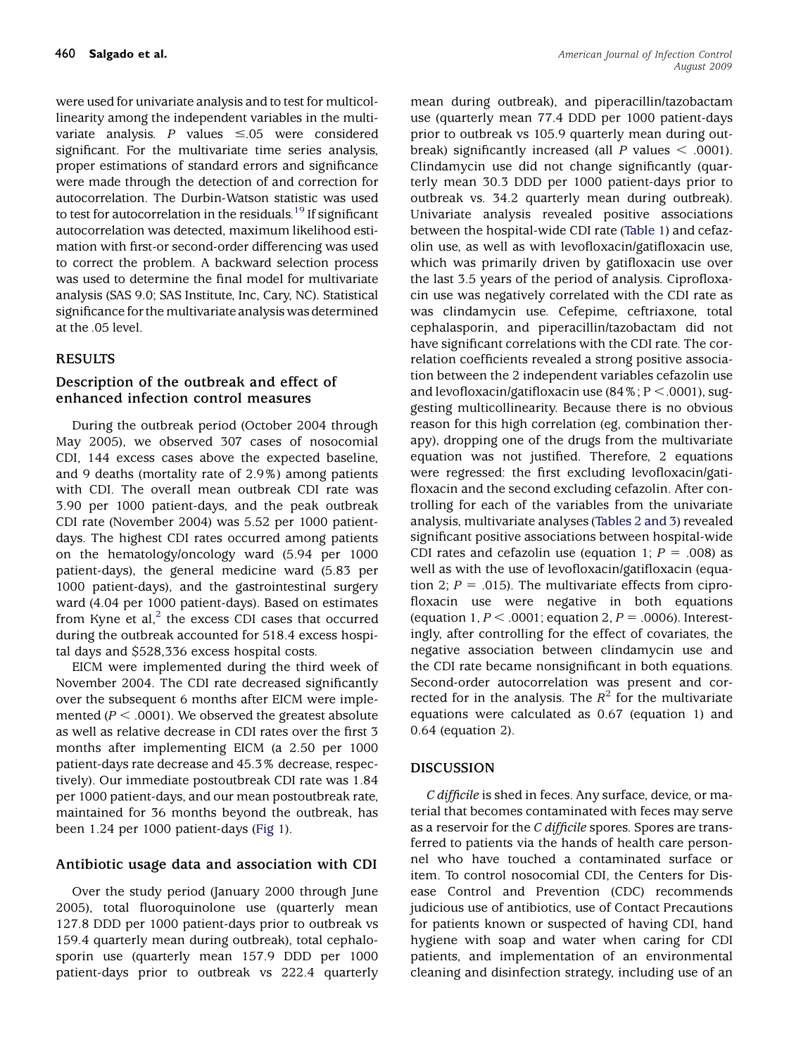were used for univariate analysis and to test for multicollinearity among the independent variables in the multivariate analysis. *P* values ≤.05 were considered significant. For the multivariate time series analysis, proper estimations of standard errors and significance were made through the detection of and correction for autocorrelation. The Durbin-Watson statistic was used to test for autocorrelation in the residuals.[19] If significant autocorrelation was detected, maximum likelihood estimation with first-or second-order differencing was used to correct the problem. A backward selection process was used to determine the final model for multivariate analysis (SAS 9.0; SAS Institute, Inc, Cary, NC). Statistical significance for the multivariate analysis was determined at the .05 level.

## RESULTS

### Description of the outbreak and effect of enhanced infection control measures

During the outbreak period (October 2004 through May 2005), we observed 307 cases of nosocomial CDI, 144 excess cases above the expected baseline, and 9 deaths (mortality rate of 2.9%) among patients with CDI. The overall mean outbreak CDI rate was 3.90 per 1000 patient-days, and the peak outbreak CDI rate (November 2004) was 5.52 per 1000 patient-days. The highest CDI rates occurred among patients on the hematology/oncology ward (5.94 per 1000 patient-days), the general medicine ward (5.83 per 1000 patient-days), and the gastrointestinal surgery ward (4.04 per 1000 patient-days). Based on estimates from Kyne et al,[2] the excess CDI cases that occurred during the outbreak accounted for 518.4 excess hospital days and $528,336 excess hospital costs.

EICM were implemented during the third week of November 2004. The CDI rate decreased significantly over the subsequent 6 months after EICM were implemented ($P < .0001$). We observed the greatest absolute as well as relative decrease in CDI rates over the first 3 months after implementing EICM (a 2.50 per 1000 patient-days rate decrease and 45.3% decrease, respectively). Our immediate postoutbreak CDI rate was 1.84 per 1000 patient-days, and our mean postoutbreak rate, maintained for 36 months beyond the outbreak, has been 1.24 per 1000 patient-days (Fig 1).

### Antibiotic usage data and association with CDI

Over the study period (January 2000 through June 2005), total fluoroquinolone use (quarterly mean 127.8 DDD per 1000 patient-days prior to outbreak vs 159.4 quarterly mean during outbreak), total cephalosporin use (quarterly mean 157.9 DDD per 1000 patient-days prior to outbreak vs 222.4 quarterly mean during outbreak), and piperacillin/tazobactam use (quarterly mean 77.4 DDD per 1000 patient-days prior to outbreak vs 105.9 quarterly mean during outbreak) significantly increased (all *P* values $< .0001$). Clindamycin use did not change significantly (quarterly mean 30.3 DDD per 1000 patient-days prior to outbreak vs. 34.2 quarterly mean during outbreak). Univariate analysis revealed positive associations between the hospital-wide CDI rate (Table 1) and cefazolin use, as well as with levofloxacin/gatifloxacin use, which was primarily driven by gatifloxacin use over the last 3.5 years of the period of analysis. Ciprofloxacin use was negatively correlated with the CDI rate as was clindamycin use. Cefepime, ceftriaxone, total cephalasporin, and piperacillin/tazobactam did not have significant correlations with the CDI rate. The correlation coefficients revealed a strong positive association between the 2 independent variables cefazolin use and levofloxacin/gatifloxacin use (84%; $P < .0001$), suggesting multicollinearity. Because there is no obvious reason for this high correlation (eg, combination therapy), dropping one of the drugs from the multivariate equation was not justified. Therefore, 2 equations were regressed: the first excluding levofloxacin/gatifloxacin and the second excluding cefazolin. After controlling for each of the variables from the univariate analysis, multivariate analyses (Tables 2 and 3) revealed significant positive associations between hospital-wide CDI rates and cefazolin use (equation 1; $P = .008$) as well as with the use of levofloxacin/gatifloxacin (equation 2; $P = .015$). The multivariate effects from ciprofloxacin use were negative in both equations (equation 1, $P < .0001$; equation 2, $P = .0006$). Interestingly, after controlling for the effect of covariates, the negative association between clindamycin use and the CDI rate became nonsignificant in both equations. Second-order autocorrelation was present and corrected for in the analysis. The $R^2$ for the multivariate equations were calculated as 0.67 (equation 1) and 0.64 (equation 2).

## DISCUSSION

*C difficile* is shed in feces. Any surface, device, or material that becomes contaminated with feces may serve as a reservoir for the *C difficile* spores. Spores are transferred to patients via the hands of health care personnel who have touched a contaminated surface or item. To control nosocomial CDI, the Centers for Disease Control and Prevention (CDC) recommends judicious use of antibiotics, use of Contact Precautions for patients known or suspected of having CDI, hand hygiene with soap and water when caring for CDI patients, and implementation of an environmental cleaning and disinfection strategy, including use of an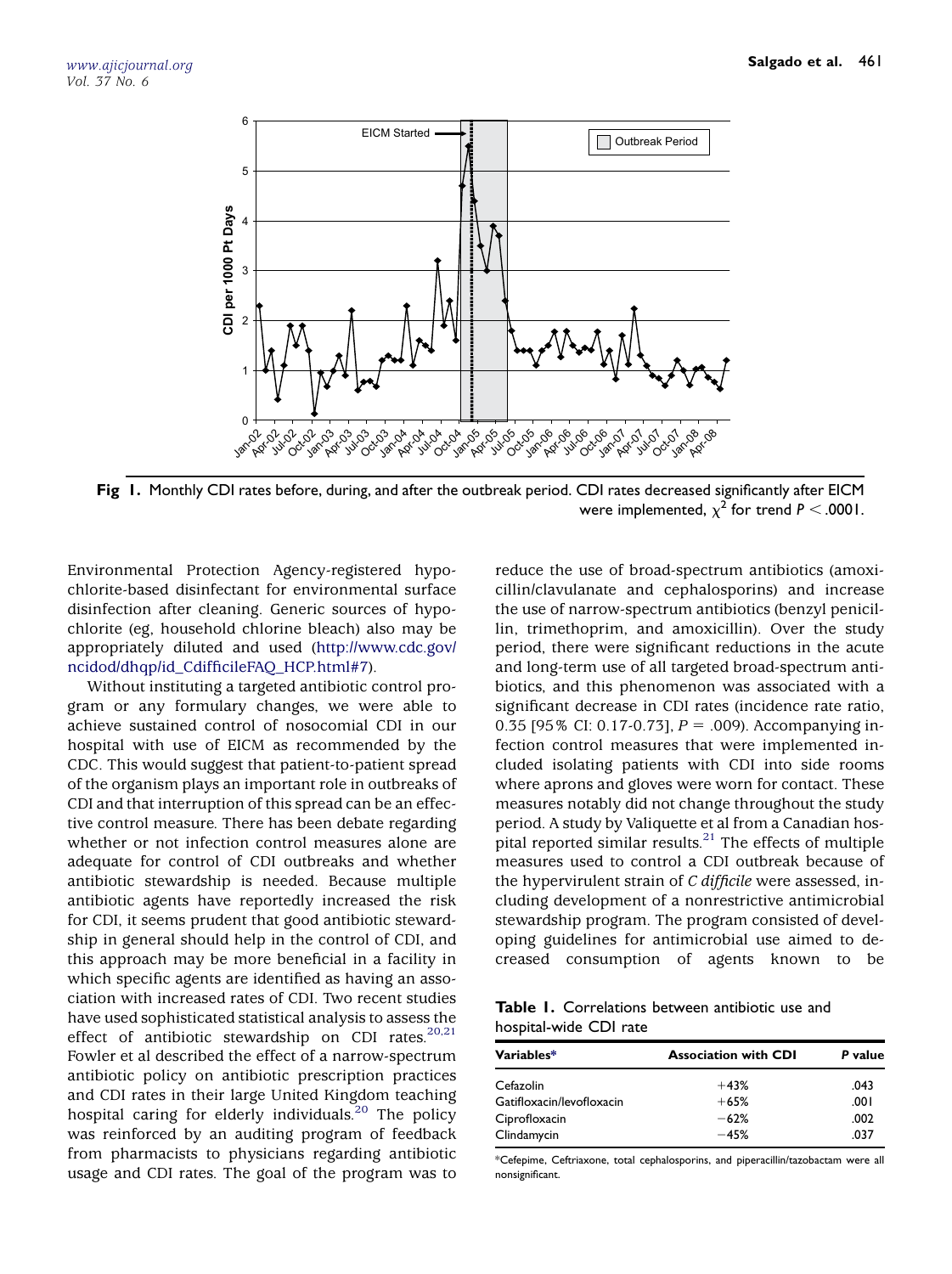6

5

4

3

2

1

0

CDI per 1000 Pt Days

EICM Started

Outbreak Period

Jan-02 Apr-02 Jul-02 Oct-02 Jan-03 Apr-03 Jul-03 Oct-03 Jan-04 Apr-04 Jul-04 Oct-04 Jan-05 Apr-05 Jul-05 Oct-05 Jan-06 Apr-06 Jul-06 Oct-06 Jan-07 Apr-07 Jul-07 Oct-07 Jan-08 Apr-08

**Fig 1.** Monthly CDI rates before, during, and after the outbreak period. CDI rates decreased significantly after EICM were implemented, $\chi^2$ for trend $P < .0001$.

Environmental Protection Agency-registered hypochlorite-based disinfectant for environmental surface disinfection after cleaning. Generic sources of hypochlorite (eg, household chlorine bleach) also may be appropriately diluted and used (http://www.cdc.gov/ncidod/dhqp/id_CdifficileFAQ_HCP.html#7).

Without instituting a targeted antibiotic control program or any formulary changes, we were able to achieve sustained control of nosocomial CDI in our hospital with use of EICM as recommended by the CDC. This would suggest that patient-to-patient spread of the organism plays an important role in outbreaks of CDI and that interruption of this spread can be an effective control measure. There has been debate regarding whether or not infection control measures alone are adequate for control of CDI outbreaks and whether antibiotic stewardship is needed. Because multiple antibiotic agents have reportedly increased the risk for CDI, it seems prudent that good antibiotic stewardship in general should help in the control of CDI, and this approach may be more beneficial in a facility in which specific agents are identified as having an association with increased rates of CDI. Two recent studies have used sophisticated statistical analysis to assess the effect of antibiotic stewardship on CDI rates.[20,21] Fowler et al described the effect of a narrow-spectrum antibiotic policy on antibiotic prescription practices and CDI rates in their large United Kingdom teaching hospital caring for elderly individuals.[20] The policy was reinforced by an auditing program of feedback from pharmacists to physicians regarding antibiotic usage and CDI rates. The goal of the program was to reduce the use of broad-spectrum antibiotics (amoxicillin/clavulanate and cephalosporins) and increase the use of narrow-spectrum antibiotics (benzyl penicillin, trimethoprim, and amoxicillin). Over the study period, there were significant reductions in the acute and long-term use of all targeted broad-spectrum antibiotics, and this phenomenon was associated with a significant decrease in CDI rates (incidence rate ratio, 0.35 [95% CI: 0.17-0.73], $P = .009$). Accompanying infection control measures that were implemented included isolating patients with CDI into side rooms where aprons and gloves were worn for contact. These measures notably did not change throughout the study period. A study by Valiquette et al from a Canadian hospital reported similar results.[21] The effects of multiple measures used to control a CDI outbreak because of the hypervirulent strain of *C difficile* were assessed, including development of a nonrestrictive antimicrobial stewardship program. The program consisted of developing guidelines for antimicrobial use aimed to decreased consumption of agents known to be

**Table 1.** Correlations between antibiotic use and hospital-wide CDI rate

| Variables* | Association with CDI | P value |
|---|---|---|
| Cefazolin | +43% | .043 |
| Gatifloxacin/levofloxacin | +65% | .001 |
| Ciprofloxacin | −62% | .002 |
| Clindamycin | −45% | .037 |

*Cefepime, Ceftriaxone, total cephalosporins, and piperacillin/tazobactam were all nonsignificant.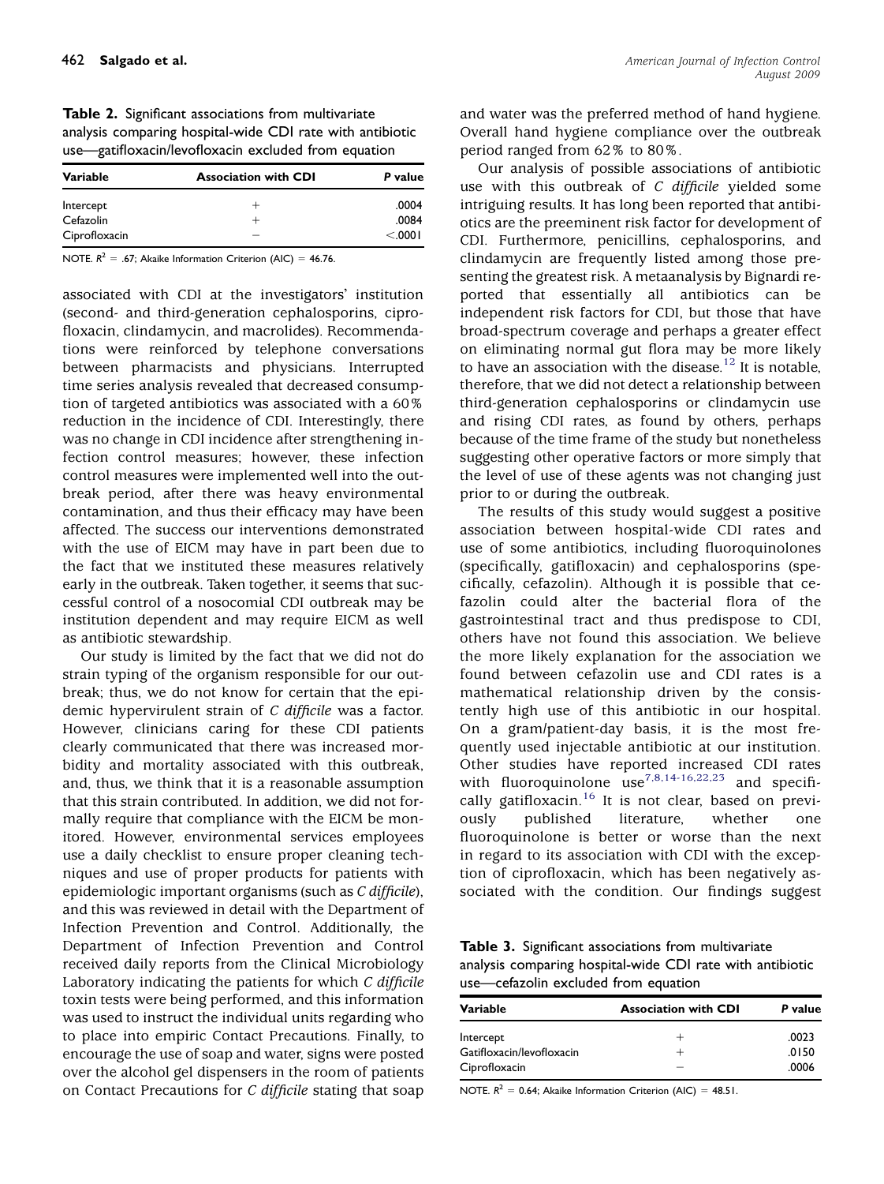**Table 2.** Significant associations from multivariate analysis comparing hospital-wide CDI rate with antibiotic use—gatifloxacin/levofloxacin excluded from equation

| Variable | Association with CDI | *P* value |
|---|---|---|
| Intercept | + | .0004 |
| Cefazolin | + | .0084 |
| Ciprofloxacin | − | <.0001 |

NOTE. $R^2$ = .67; Akaike Information Criterion (AIC) = 46.76.

associated with CDI at the investigators' institution (second- and third-generation cephalosporins, ciprofloxacin, clindamycin, and macrolides). Recommendations were reinforced by telephone conversations between pharmacists and physicians. Interrupted time series analysis revealed that decreased consumption of targeted antibiotics was associated with a 60% reduction in the incidence of CDI. Interestingly, there was no change in CDI incidence after strengthening infection control measures; however, these infection control measures were implemented well into the outbreak period, after there was heavy environmental contamination, and thus their efficacy may have been affected. The success our interventions demonstrated with the use of EICM may have in part been due to the fact that we instituted these measures relatively early in the outbreak. Taken together, it seems that successful control of a nosocomial CDI outbreak may be institution dependent and may require EICM as well as antibiotic stewardship.

Our study is limited by the fact that we did not do strain typing of the organism responsible for our outbreak; thus, we do not know for certain that the epidemic hypervirulent strain of *C difficile* was a factor. However, clinicians caring for these CDI patients clearly communicated that there was increased morbidity and mortality associated with this outbreak, and, thus, we think that it is a reasonable assumption that this strain contributed. In addition, we did not formally require that compliance with the EICM be monitored. However, environmental services employees use a daily checklist to ensure proper cleaning techniques and use of proper products for patients with epidemiologic important organisms (such as *C difficile*), and this was reviewed in detail with the Department of Infection Prevention and Control. Additionally, the Department of Infection Prevention and Control received daily reports from the Clinical Microbiology Laboratory indicating the patients for which *C difficile* toxin tests were being performed, and this information was used to instruct the individual units regarding who to place into empiric Contact Precautions. Finally, to encourage the use of soap and water, signs were posted over the alcohol gel dispensers in the room of patients on Contact Precautions for *C difficile* stating that soap and water was the preferred method of hand hygiene. Overall hand hygiene compliance over the outbreak period ranged from 62% to 80%.

Our analysis of possible associations of antibiotic use with this outbreak of *C difficile* yielded some intriguing results. It has long been reported that antibiotics are the preeminent risk factor for development of CDI. Furthermore, penicillins, cephalosporins, and clindamycin are frequently listed among those presenting the greatest risk. A metaanalysis by Bignardi reported that essentially all antibiotics can be independent risk factors for CDI, but those that have broad-spectrum coverage and perhaps a greater effect on eliminating normal gut flora may be more likely to have an association with the disease.[12] It is notable, therefore, that we did not detect a relationship between third-generation cephalosporins or clindamycin use and rising CDI rates, as found by others, perhaps because of the time frame of the study but nonetheless suggesting other operative factors or more simply that the level of use of these agents was not changing just prior to or during the outbreak.

The results of this study would suggest a positive association between hospital-wide CDI rates and use of some antibiotics, including fluoroquinolones (specifically, gatifloxacin) and cephalosporins (specifically, cefazolin). Although it is possible that cefazolin could alter the bacterial flora of the gastrointestinal tract and thus predispose to CDI, others have not found this association. We believe the more likely explanation for the association we found between cefazolin use and CDI rates is a mathematical relationship driven by the consistently high use of this antibiotic in our hospital. On a gram/patient-day basis, it is the most frequently used injectable antibiotic at our institution. Other studies have reported increased CDI rates with fluoroquinolone use[7,8,14-16,22,23] and specifically gatifloxacin.[16] It is not clear, based on previously published literature, whether one fluoroquinolone is better or worse than the next in regard to its association with CDI with the exception of ciprofloxacin, which has been negatively associated with the condition. Our findings suggest

**Table 3.** Significant associations from multivariate analysis comparing hospital-wide CDI rate with antibiotic use—cefazolin excluded from equation

| Variable | Association with CDI | *P* value |
|---|---|---|
| Intercept | + | .0023 |
| Gatifloxacin/levofloxacin | + | .0150 |
| Ciprofloxacin | − | .0006 |

NOTE. $R^2$ = 0.64; Akaike Information Criterion (AIC) = 48.51.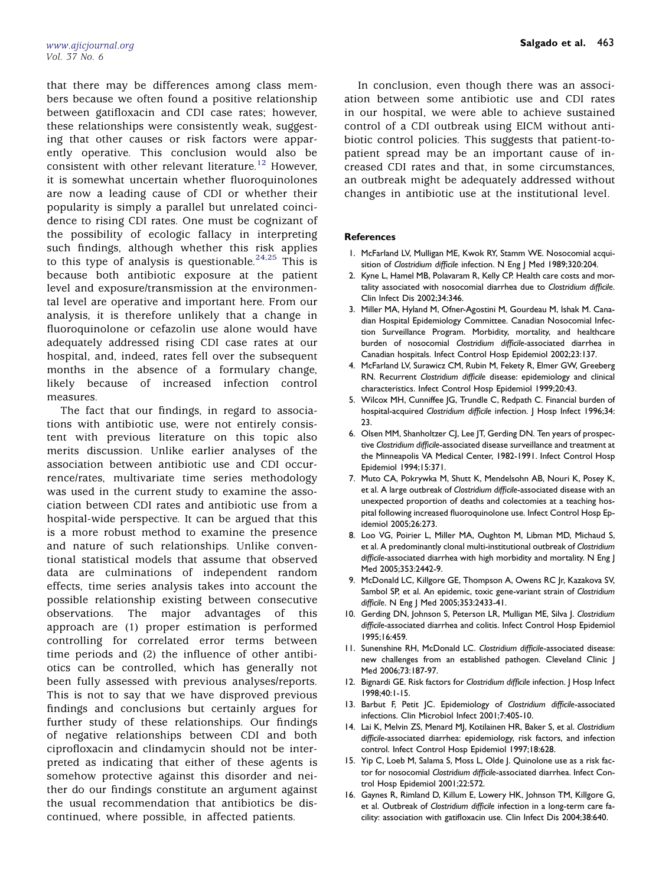that there may be differences among class members because we often found a positive relationship between gatifloxacin and CDI case rates; however, these relationships were consistently weak, suggesting that other causes or risk factors were apparently operative. This conclusion would also be consistent with other relevant literature.[12] However, it is somewhat uncertain whether fluoroquinolones are now a leading cause of CDI or whether their popularity is simply a parallel but unrelated coincidence to rising CDI rates. One must be cognizant of the possibility of ecologic fallacy in interpreting such findings, although whether this risk applies to this type of analysis is questionable.[24,25] This is because both antibiotic exposure at the patient level and exposure/transmission at the environmental level are operative and important here. From our analysis, it is therefore unlikely that a change in fluoroquinolone or cefazolin use alone would have adequately addressed rising CDI case rates at our hospital, and, indeed, rates fell over the subsequent months in the absence of a formulary change, likely because of increased infection control measures.

The fact that our findings, in regard to associations with antibiotic use, were not entirely consistent with previous literature on this topic also merits discussion. Unlike earlier analyses of the association between antibiotic use and CDI occurrence/rates, multivariate time series methodology was used in the current study to examine the association between CDI rates and antibiotic use from a hospital-wide perspective. It can be argued that this is a more robust method to examine the presence and nature of such relationships. Unlike conventional statistical models that assume that observed data are culminations of independent random effects, time series analysis takes into account the possible relationship existing between consecutive observations. The major advantages of this approach are (1) proper estimation is performed controlling for correlated error terms between time periods and (2) the influence of other antibiotics can be controlled, which has generally not been fully assessed with previous analyses/reports. This is not to say that we have disproved previous findings and conclusions but certainly argues for further study of these relationships. Our findings of negative relationships between CDI and both ciprofloxacin and clindamycin should not be interpreted as indicating that either of these agents is somehow protective against this disorder and neither do our findings constitute an argument against the usual recommendation that antibiotics be discontinued, where possible, in affected patients.

In conclusion, even though there was an association between some antibiotic use and CDI rates in our hospital, we were able to achieve sustained control of a CDI outbreak using EICM without antibiotic control policies. This suggests that patient-to-patient spread may be an important cause of increased CDI rates and that, in some circumstances, an outbreak might be adequately addressed without changes in antibiotic use at the institutional level.

## References

1. McFarland LV, Mulligan ME, Kwok RY, Stamm WE. Nosocomial acquisition of *Clostridium difficile* infection. N Eng J Med 1989;320:204.
2. Kyne L, Hamel MB, Polavaram R, Kelly CP. Health care costs and mortality associated with nosocomial diarrhea due to *Clostridium difficile*. Clin Infect Dis 2002;34:346.
3. Miller MA, Hyland M, Ofner-Agostini M, Gourdeau M, Ishak M. Canadian Hospital Epidemiology Committee. Canadian Nosocomial Infection Surveillance Program. Morbidity, mortality, and healthcare burden of nosocomial *Clostridium difficile*-associated diarrhea in Canadian hospitals. Infect Control Hosp Epidemiol 2002;23:137.
4. McFarland LV, Surawicz CM, Rubin M, Fekety R, Elmer GW, Greeberg RN. Recurrent *Clostridium difficile* disease: epidemiology and clinical characteristics. Infect Control Hosp Epidemiol 1999;20:43.
5. Wilcox MH, Cunniffee JG, Trundle C, Redpath C. Financial burden of hospital-acquired *Clostridium difficile* infection. J Hosp Infect 1996;34:23.
6. Olsen MM, Shanholtzer CJ, Lee JT, Gerding DN. Ten years of prospective *Clostridium difficile*-associated disease surveillance and treatment at the Minneapolis VA Medical Center, 1982-1991. Infect Control Hosp Epidemiol 1994;15:371.
7. Muto CA, Pokrywka M, Shutt K, Mendelsohn AB, Nouri K, Posey K, et al. A large outbreak of *Clostridium difficile*-associated disease with an unexpected proportion of deaths and colectomies at a teaching hospital following increased fluoroquinolone use. Infect Control Hosp Epidemiol 2005;26:273.
8. Loo VG, Poirier L, Miller MA, Oughton M, Libman MD, Michaud S, et al. A predominantly clonal multi-institutional outbreak of *Clostridium difficile*-associated diarrhea with high morbidity and mortality. N Eng J Med 2005;353:2442-9.
9. McDonald LC, Killgore GE, Thompson A, Owens RC Jr, Kazakova SV, Sambol SP, et al. An epidemic, toxic gene-variant strain of *Clostridium difficile*. N Eng J Med 2005;353:2433-41.
10. Gerding DN, Johnson S, Peterson LR, Mulligan ME, Silva J. *Clostridium difficile*-associated diarrhea and colitis. Infect Control Hosp Epidemiol 1995;16:459.
11. Sunenshine RH, McDonald LC. *Clostridium difficile*-associated disease: new challenges from an established pathogen. Cleveland Clinic J Med 2006;73:187-97.
12. Bignardi GE. Risk factors for *Clostridium difficile* infection. J Hosp Infect 1998;40:1-15.
13. Barbut F, Petit JC. Epidemiology of *Clostridium difficile*-associated infections. Clin Microbiol Infect 2001;7:405-10.
14. Lai K, Melvin ZS, Menard MJ, Kotilainen HR, Baker S, et al. *Clostridium difficile*-associated diarrhea: epidemiology, risk factors, and infection control. Infect Control Hosp Epidemiol 1997;18:628.
15. Yip C, Loeb M, Salama S, Moss L, Olde J. Quinolone use as a risk factor for nosocomial *Clostridium difficile*-associated diarrhea. Infect Control Hosp Epidemiol 2001;22:572.
16. Gaynes R, Rimland D, Killum E, Lowery HK, Johnson TM, Killgore G, et al. Outbreak of *Clostridium difficile* infection in a long-term care facility: association with gatifloxacin use. Clin Infect Dis 2004;38:640.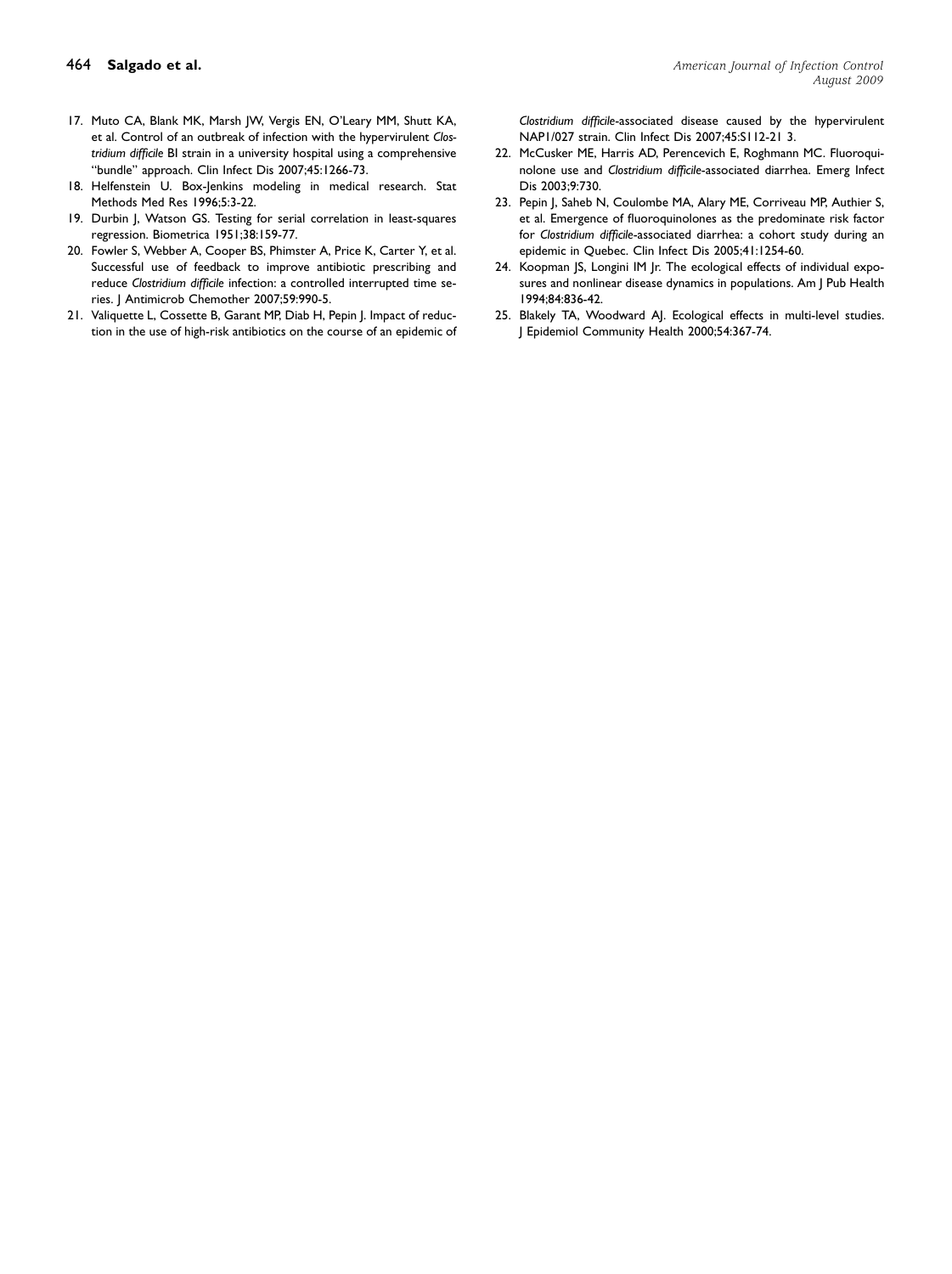17. Muto CA, Blank MK, Marsh JW, Vergis EN, O'Leary MM, Shutt KA, et al. Control of an outbreak of infection with the hypervirulent *Clostridium difficile* BI strain in a university hospital using a comprehensive "bundle" approach. Clin Infect Dis 2007;45:1266-73.
18. Helfenstein U. Box-Jenkins modeling in medical research. Stat Methods Med Res 1996;5:3-22.
19. Durbin J, Watson GS. Testing for serial correlation in least-squares regression. Biometrica 1951;38:159-77.
20. Fowler S, Webber A, Cooper BS, Phimster A, Price K, Carter Y, et al. Successful use of feedback to improve antibiotic prescribing and reduce *Clostridium difficile* infection: a controlled interrupted time series. J Antimicrob Chemother 2007;59:990-5.
21. Valiquette L, Cossette B, Garant MP, Diab H, Pepin J. Impact of reduction in the use of high-risk antibiotics on the course of an epidemic of *Clostridium difficile*-associated disease caused by the hypervirulent NAP1/027 strain. Clin Infect Dis 2007;45:S112-21 3.
22. McCusker ME, Harris AD, Perencevich E, Roghmann MC. Fluoroquinolone use and *Clostridium difficile*-associated diarrhea. Emerg Infect Dis 2003;9:730.
23. Pepin J, Saheb N, Coulombe MA, Alary ME, Corriveau MP, Authier S, et al. Emergence of fluoroquinolones as the predominate risk factor for *Clostridium difficile*-associated diarrhea: a cohort study during an epidemic in Quebec. Clin Infect Dis 2005;41:1254-60.
24. Koopman JS, Longini IM Jr. The ecological effects of individual exposures and nonlinear disease dynamics in populations. Am J Pub Health 1994;84:836-42.
25. Blakely TA, Woodward AJ. Ecological effects in multi-level studies. J Epidemiol Community Health 2000;54:367-74.